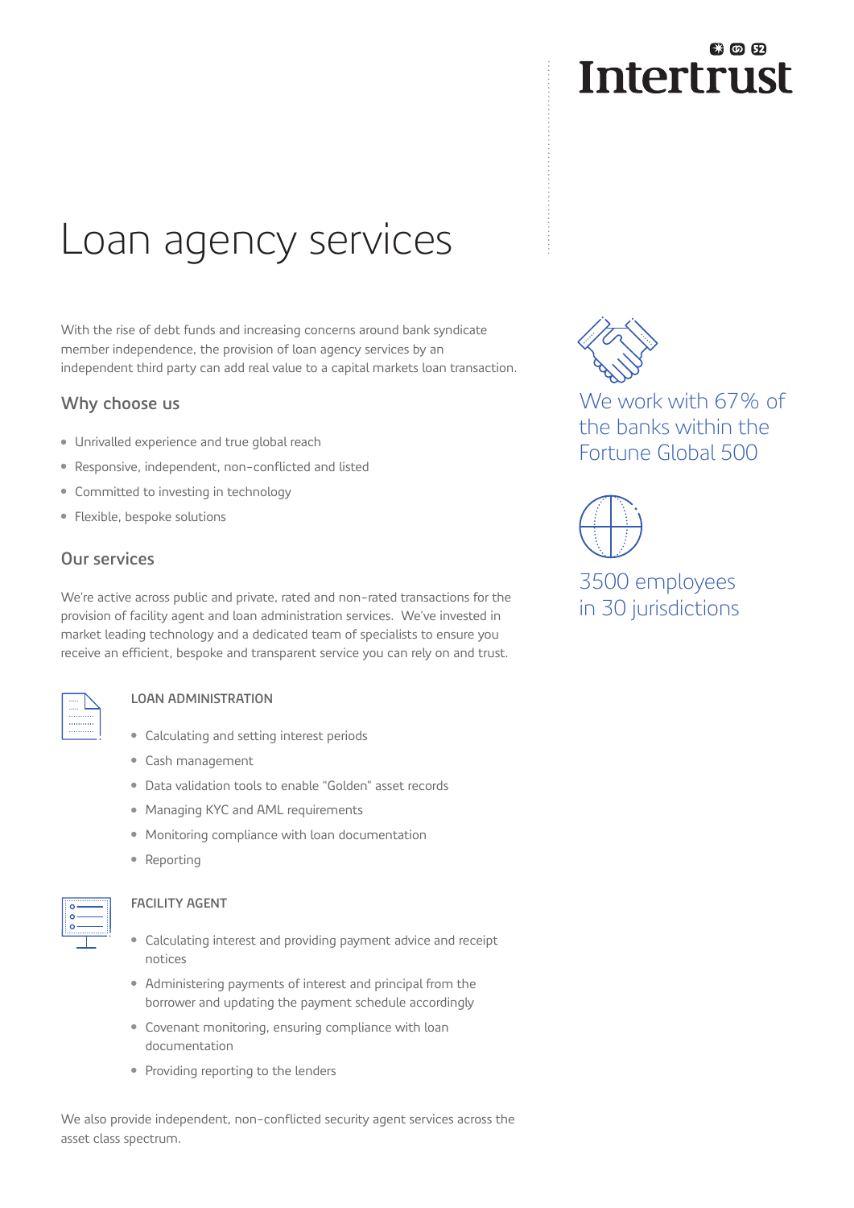Intertrust

# Loan agency services

With the rise of debt funds and increasing concerns around bank syndicate member independence, the provision of loan agency services by an independent third party can add real value to a capital markets loan transaction.

## Why choose us

- Unrivalled experience and true global reach
- Responsive, independent, non-conflicted and listed
- Committed to investing in technology
- Flexible, bespoke solutions

## Our services

We're active across public and private, rated and non-rated transactions for the provision of facility agent and loan administration services. We've invested in market leading technology and a dedicated team of specialists to ensure you receive an efficient, bespoke and transparent service you can rely on and trust.

### LOAN ADMINISTRATION

- Calculating and setting interest periods
- Cash management
- Data validation tools to enable "Golden" asset records
- Managing KYC and AML requirements
- Monitoring compliance with loan documentation
- Reporting

### FACILITY AGENT

- Calculating interest and providing payment advice and receipt notices
- Administering payments of interest and principal from the borrower and updating the payment schedule accordingly
- Covenant monitoring, ensuring compliance with loan documentation
- Providing reporting to the lenders

We also provide independent, non-conflicted security agent services across the asset class spectrum.

We work with 67% of the banks within the Fortune Global 500

3500 employees in 30 jurisdictions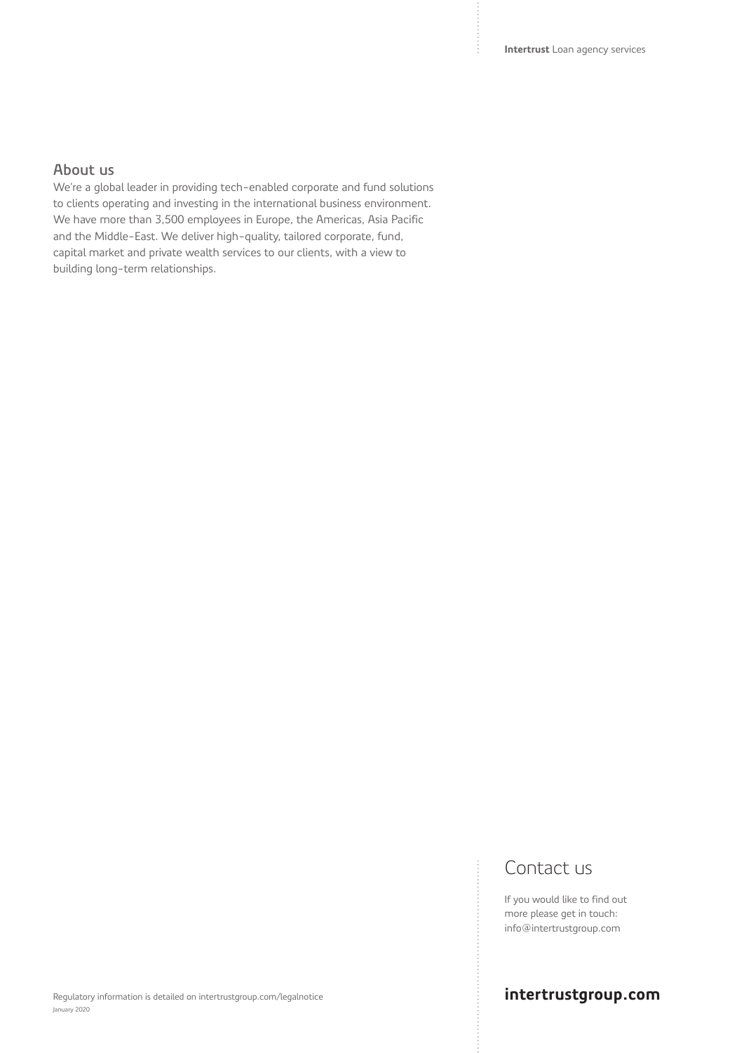## About us

We're a global leader in providing tech-enabled corporate and fund solutions to clients operating and investing in the international business environment. We have more than 3,500 employees in Europe, the Americas, Asia Pacific and the Middle-East. We deliver high-quality, tailored corporate, fund, capital market and private wealth services to our clients, with a view to building long-term relationships.

## Contact us

If you would like to find out more please get in touch: info@intertrustgroup.com

**intertrustgroup.com**

Regulatory information is detailed on intertrustgroup.com/legalnotice

January 2020